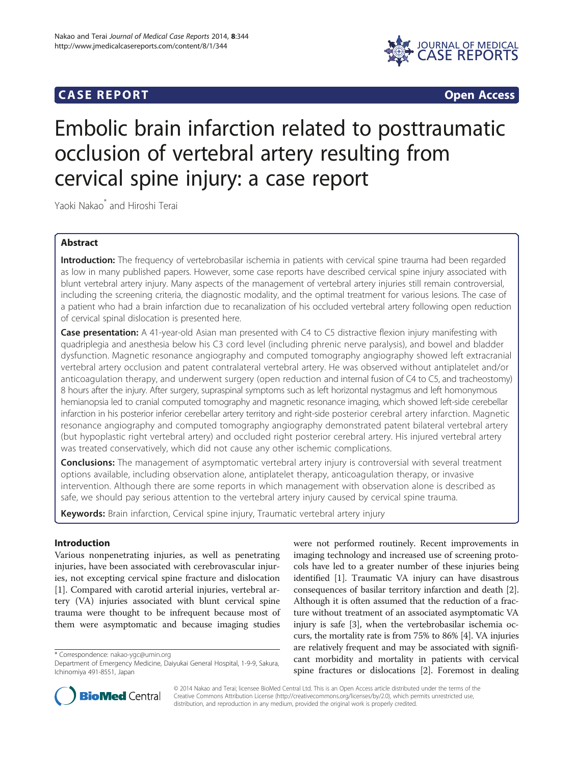**CASE REPORT** **Open Access**

# Embolic brain infarction related to posttraumatic occlusion of vertebral artery resulting from cervical spine injury: a case report

Yaoki Nakao* and Hiroshi Terai

## Abstract

**Introduction:** The frequency of vertebrobasilar ischemia in patients with cervical spine trauma had been regarded as low in many published papers. However, some case reports have described cervical spine injury associated with blunt vertebral artery injury. Many aspects of the management of vertebral artery injuries still remain controversial, including the screening criteria, the diagnostic modality, and the optimal treatment for various lesions. The case of a patient who had a brain infarction due to recanalization of his occluded vertebral artery following open reduction of cervical spinal dislocation is presented here.

**Case presentation:** A 41-year-old Asian man presented with C4 to C5 distractive flexion injury manifesting with quadriplegia and anesthesia below his C3 cord level (including phrenic nerve paralysis), and bowel and bladder dysfunction. Magnetic resonance angiography and computed tomography angiography showed left extracranial vertebral artery occlusion and patent contralateral vertebral artery. He was observed without antiplatelet and/or anticoagulation therapy, and underwent surgery (open reduction and internal fusion of C4 to C5, and tracheostomy) 8 hours after the injury. After surgery, supraspinal symptoms such as left horizontal nystagmus and left homonymous hemianopsia led to cranial computed tomography and magnetic resonance imaging, which showed left-side cerebellar infarction in his posterior inferior cerebellar artery territory and right-side posterior cerebral artery infarction. Magnetic resonance angiography and computed tomography angiography demonstrated patent bilateral vertebral artery (but hypoplastic right vertebral artery) and occluded right posterior cerebral artery. His injured vertebral artery was treated conservatively, which did not cause any other ischemic complications.

**Conclusions:** The management of asymptomatic vertebral artery injury is controversial with several treatment options available, including observation alone, antiplatelet therapy, anticoagulation therapy, or invasive intervention. Although there are some reports in which management with observation alone is described as safe, we should pay serious attention to the vertebral artery injury caused by cervical spine trauma.

**Keywords:** Brain infarction, Cervical spine injury, Traumatic vertebral artery injury

## Introduction

Various nonpenetrating injuries, as well as penetrating injuries, have been associated with cerebrovascular injuries, not excepting cervical spine fracture and dislocation [1]. Compared with carotid arterial injuries, vertebral artery (VA) injuries associated with blunt cervical spine trauma were thought to be infrequent because most of them were asymptomatic and because imaging studies were not performed routinely. Recent improvements in imaging technology and increased use of screening protocols have led to a greater number of these injuries being identified [1]. Traumatic VA injury can have disastrous consequences of basilar territory infarction and death [2]. Although it is often assumed that the reduction of a fracture without treatment of an associated asymptomatic VA injury is safe [3], when the vertebrobasilar ischemia occurs, the mortality rate is from 75% to 86% [4]. VA injuries are relatively frequent and may be associated with significant morbidity and mortality in patients with cervical spine fractures or dislocations [2]. Foremost in dealing

\* Correspondence: nakao-ygc@umin.org
Department of Emergency Medicine, Daiyukai General Hospital, 1-9-9, Sakura, Ichinomiya 491-8551, Japan

© 2014 Nakao and Terai; licensee BioMed Central Ltd. This is an Open Access article distributed under the terms of the Creative Commons Attribution License (http://creativecommons.org/licenses/by/2.0), which permits unrestricted use, distribution, and reproduction in any medium, provided the original work is properly credited.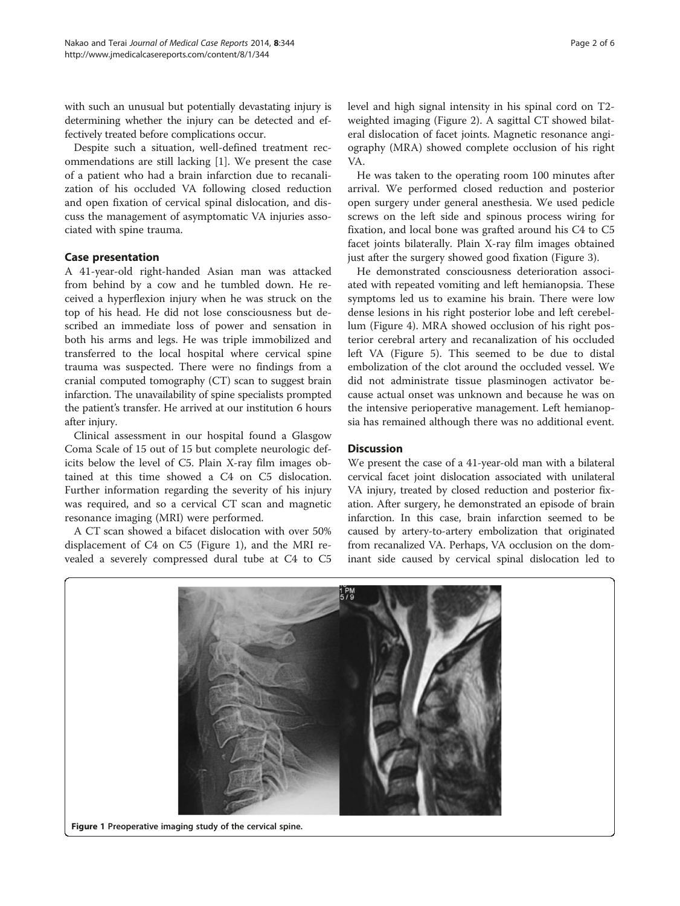with such an unusual but potentially devastating injury is determining whether the injury can be detected and effectively treated before complications occur.

Despite such a situation, well-defined treatment recommendations are still lacking [1]. We present the case of a patient who had a brain infarction due to recanalization of his occluded VA following closed reduction and open fixation of cervical spinal dislocation, and discuss the management of asymptomatic VA injuries associated with spine trauma.

## Case presentation

A 41-year-old right-handed Asian man was attacked from behind by a cow and he tumbled down. He received a hyperflexion injury when he was struck on the top of his head. He did not lose consciousness but described an immediate loss of power and sensation in both his arms and legs. He was triple immobilized and transferred to the local hospital where cervical spine trauma was suspected. There were no findings from a cranial computed tomography (CT) scan to suggest brain infarction. The unavailability of spine specialists prompted the patient's transfer. He arrived at our institution 6 hours after injury.

Clinical assessment in our hospital found a Glasgow Coma Scale of 15 out of 15 but complete neurologic deficits below the level of C5. Plain X-ray film images obtained at this time showed a C4 on C5 dislocation. Further information regarding the severity of his injury was required, and so a cervical CT scan and magnetic resonance imaging (MRI) were performed.

A CT scan showed a bifacet dislocation with over 50% displacement of C4 on C5 (Figure 1), and the MRI revealed a severely compressed dural tube at C4 to C5 level and high signal intensity in his spinal cord on T2-weighted imaging (Figure 2). A sagittal CT showed bilateral dislocation of facet joints. Magnetic resonance angiography (MRA) showed complete occlusion of his right VA.

He was taken to the operating room 100 minutes after arrival. We performed closed reduction and posterior open surgery under general anesthesia. We used pedicle screws on the left side and spinous process wiring for fixation, and local bone was grafted around his C4 to C5 facet joints bilaterally. Plain X-ray film images obtained just after the surgery showed good fixation (Figure 3).

He demonstrated consciousness deterioration associated with repeated vomiting and left hemianopsia. These symptoms led us to examine his brain. There were low dense lesions in his right posterior lobe and left cerebellum (Figure 4). MRA showed occlusion of his right posterior cerebral artery and recanalization of his occluded left VA (Figure 5). This seemed to be due to distal embolization of the clot around the occluded vessel. We did not administrate tissue plasminogen activator because actual onset was unknown and because he was on the intensive perioperative management. Left hemianopsia has remained although there was no additional event.

## Discussion

We present the case of a 41-year-old man with a bilateral cervical facet joint dislocation associated with unilateral VA injury, treated by closed reduction and posterior fixation. After surgery, he demonstrated an episode of brain infarction. In this case, brain infarction seemed to be caused by artery-to-artery embolization that originated from recanalized VA. Perhaps, VA occlusion on the dominant side caused by cervical spinal dislocation led to

**Figure 1** Preoperative imaging study of the cervical spine.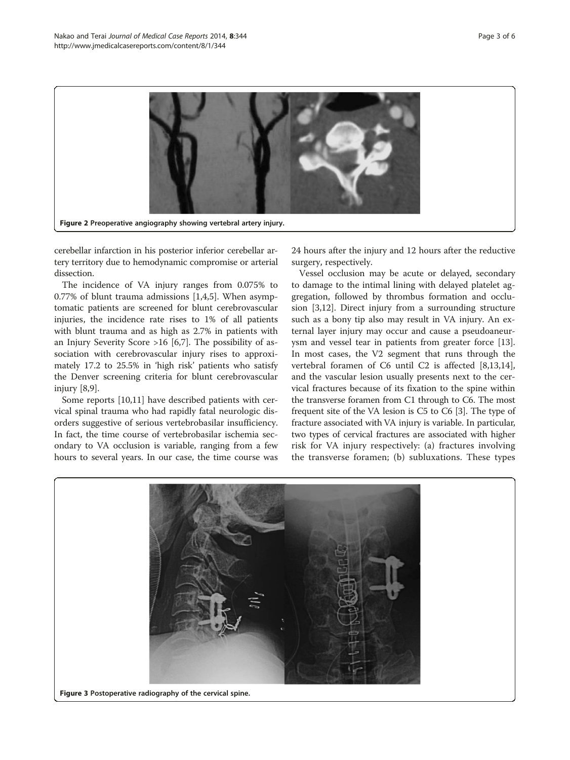Figure 2 Preoperative angiography showing vertebral artery injury.

cerebellar infarction in his posterior inferior cerebellar artery territory due to hemodynamic compromise or arterial dissection.

The incidence of VA injury ranges from 0.075% to 0.77% of blunt trauma admissions [1,4,5]. When asymptomatic patients are screened for blunt cerebrovascular injuries, the incidence rate rises to 1% of all patients with blunt trauma and as high as 2.7% in patients with an Injury Severity Score >16 [6,7]. The possibility of association with cerebrovascular injury rises to approximately 17.2 to 25.5% in 'high risk' patients who satisfy the Denver screening criteria for blunt cerebrovascular injury [8,9].

Some reports [10,11] have described patients with cervical spinal trauma who had rapidly fatal neurologic disorders suggestive of serious vertebrobasilar insufficiency. In fact, the time course of vertebrobasilar ischemia secondary to VA occlusion is variable, ranging from a few hours to several years. In our case, the time course was 24 hours after the injury and 12 hours after the reductive surgery, respectively.

Vessel occlusion may be acute or delayed, secondary to damage to the intimal lining with delayed platelet aggregation, followed by thrombus formation and occlusion [3,12]. Direct injury from a surrounding structure such as a bony tip also may result in VA injury. An external layer injury may occur and cause a pseudoaneurysm and vessel tear in patients from greater force [13]. In most cases, the V2 segment that runs through the vertebral foramen of C6 until C2 is affected [8,13,14], and the vascular lesion usually presents next to the cervical fractures because of its fixation to the spine within the transverse foramen from C1 through to C6. The most frequent site of the VA lesion is C5 to C6 [3]. The type of fracture associated with VA injury is variable. In particular, two types of cervical fractures are associated with higher risk for VA injury respectively: (a) fractures involving the transverse foramen; (b) subluxations. These types

Figure 3 Postoperative radiography of the cervical spine.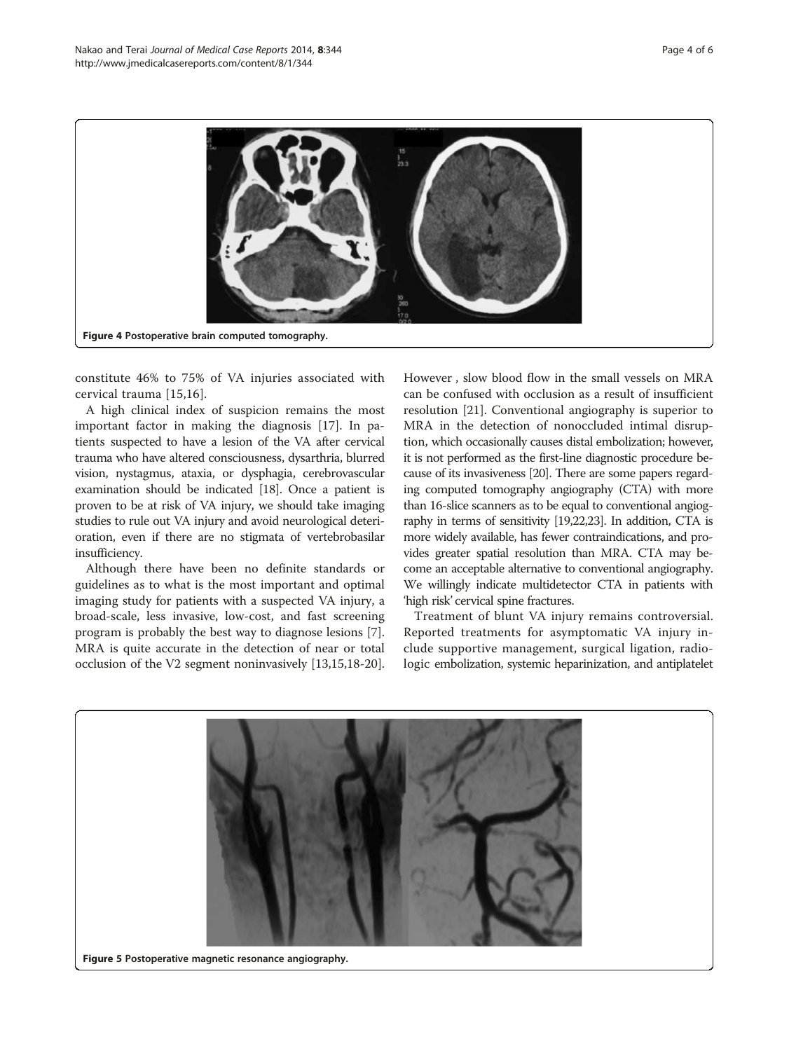Figure 4 Postoperative brain computed tomography.

constitute 46% to 75% of VA injuries associated with cervical trauma [15,16].

A high clinical index of suspicion remains the most important factor in making the diagnosis [17]. In patients suspected to have a lesion of the VA after cervical trauma who have altered consciousness, dysarthria, blurred vision, nystagmus, ataxia, or dysphagia, cerebrovascular examination should be indicated [18]. Once a patient is proven to be at risk of VA injury, we should take imaging studies to rule out VA injury and avoid neurological deterioration, even if there are no stigmata of vertebrobasilar insufficiency.

Although there have been no definite standards or guidelines as to what is the most important and optimal imaging study for patients with a suspected VA injury, a broad-scale, less invasive, low-cost, and fast screening program is probably the best way to diagnose lesions [7]. MRA is quite accurate in the detection of near or total occlusion of the V2 segment noninvasively [13,15,18-20]. However , slow blood flow in the small vessels on MRA can be confused with occlusion as a result of insufficient resolution [21]. Conventional angiography is superior to MRA in the detection of nonoccluded intimal disruption, which occasionally causes distal embolization; however, it is not performed as the first-line diagnostic procedure because of its invasiveness [20]. There are some papers regarding computed tomography angiography (CTA) with more than 16-slice scanners as to be equal to conventional angiography in terms of sensitivity [19,22,23]. In addition, CTA is more widely available, has fewer contraindications, and provides greater spatial resolution than MRA. CTA may become an acceptable alternative to conventional angiography. We willingly indicate multidetector CTA in patients with 'high risk' cervical spine fractures.

Treatment of blunt VA injury remains controversial. Reported treatments for asymptomatic VA injury include supportive management, surgical ligation, radiologic embolization, systemic heparinization, and antiplatelet

Figure 5 Postoperative magnetic resonance angiography.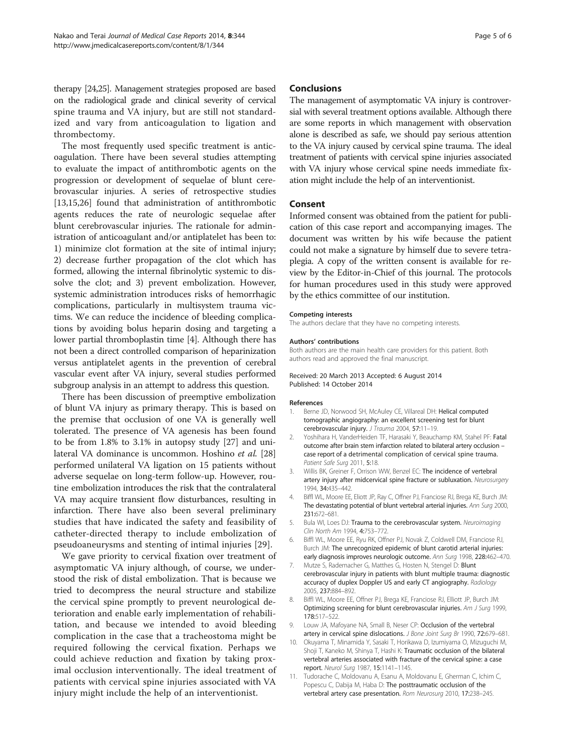therapy [24,25]. Management strategies proposed are based on the radiological grade and clinical severity of cervical spine trauma and VA injury, but are still not standardized and vary from anticoagulation to ligation and thrombectomy.

The most frequently used specific treatment is anticoagulation. There have been several studies attempting to evaluate the impact of antithrombotic agents on the progression or development of sequelae of blunt cerebrovascular injuries. A series of retrospective studies [13,15,26] found that administration of antithrombotic agents reduces the rate of neurologic sequelae after blunt cerebrovascular injuries. The rationale for administration of anticoagulant and/or antiplatelet has been to: 1) minimize clot formation at the site of intimal injury; 2) decrease further propagation of the clot which has formed, allowing the internal fibrinolytic systemic to dissolve the clot; and 3) prevent embolization. However, systemic administration introduces risks of hemorrhagic complications, particularly in multisystem trauma victims. We can reduce the incidence of bleeding complications by avoiding bolus heparin dosing and targeting a lower partial thromboplastin time [4]. Although there has not been a direct controlled comparison of heparinization versus antiplatelet agents in the prevention of cerebral vascular event after VA injury, several studies performed subgroup analysis in an attempt to address this question.

There has been discussion of preemptive embolization of blunt VA injury as primary therapy. This is based on the premise that occlusion of one VA is generally well tolerated. The presence of VA agenesis has been found to be from 1.8% to 3.1% in autopsy study [27] and unilateral VA dominance is uncommon. Hoshino *et al.* [28] performed unilateral VA ligation on 15 patients without adverse sequelae on long-term follow-up. However, routine embolization introduces the risk that the contralateral VA may acquire transient flow disturbances, resulting in infarction. There have also been several preliminary studies that have indicated the safety and feasibility of catheter-directed therapy to include embolization of pseudoaneurysms and stenting of intimal injuries [29].

We gave priority to cervical fixation over treatment of asymptomatic VA injury although, of course, we understood the risk of distal embolization. That is because we tried to decompress the neural structure and stabilize the cervical spine promptly to prevent neurological deterioration and enable early implementation of rehabilitation, and because we intended to avoid bleeding complication in the case that a tracheostoma might be required following the cervical fixation. Perhaps we could achieve reduction and fixation by taking proximal occlusion interventionally. The ideal treatment of patients with cervical spine injuries associated with VA injury might include the help of an interventionist.

## Conclusions

The management of asymptomatic VA injury is controversial with several treatment options available. Although there are some reports in which management with observation alone is described as safe, we should pay serious attention to the VA injury caused by cervical spine trauma. The ideal treatment of patients with cervical spine injuries associated with VA injury whose cervical spine needs immediate fixation might include the help of an interventionist.

## Consent

Informed consent was obtained from the patient for publication of this case report and accompanying images. The document was written by his wife because the patient could not make a signature by himself due to severe tetraplegia. A copy of the written consent is available for review by the Editor-in-Chief of this journal. The protocols for human procedures used in this study were approved by the ethics committee of our institution.

#### Competing interests

The authors declare that they have no competing interests.

#### Authors' contributions

Both authors are the main health care providers for this patient. Both authors read and approved the final manuscript.

Received: 20 March 2013 Accepted: 6 August 2014
Published: 14 October 2014

#### References

1. Berne JD, Norwood SH, McAuley CE, Villareal DH: **Helical computed tomographic angiography: an excellent screening test for blunt cerebrovascular injury.** *J Trauma* 2004, **57:**11–19.
2. Yoshihara H, VanderHeiden TF, Harasaki Y, Beauchamp KM, Stahel PF: **Fatal outcome after brain stem infarction related to bilateral artery occlusion – case report of a detrimental complication of cervical spine trauma.** *Patient Safe Surg* 2011, **5:**18.
3. Willis BK, Greiner F, Orrison WW, Benzel EC: **The incidence of vertebral artery injury after midcervical spine fracture or subluxation.** *Neurosurgery* 1994, **34:**435–442.
4. Biffl WL, Moore EE, Eliott JP, Ray C, Offner PJ, Franciose RJ, Brega KE, Burch JM: **The devastating potential of blunt vertebral arterial injuries.** *Ann Surg* 2000, **231:**672–681.
5. Bula WI, Loes DJ: **Trauma to the cerebrovascular system.** *Neuroimaging Clin North Am* 1994, **4:**753–772.
6. Biffl WL, Moore EE, Ryu RK, Offner PJ, Novak Z, Coldwell DM, Franciose RJ, Burch JM: **The unrecognized epidemic of blunt carotid arterial injuries: early diagnosis improves neurologic outcome.** *Ann Surg* 1998, **228:**462–470.
7. Mutze S, Rademacher G, Matthes G, Hosten N, Stengel D: **Blunt cerebrovascular injury in patients with blunt multiple trauma: diagnostic accuracy of duplex Doppler US and early CT angiography.** *Radiology* 2005, **237:**884–892.
8. Biffl WL, Moore EE, Offner PJ, Brega KE, Franciose RJ, Elliott JP, Burch JM: **Optimizing screening for blunt cerebrovascular injuries.** *Am J Surg* 1999, **178:**517–522.
9. Louw JA, Mafoyane NA, Small B, Neser CP: **Occlusion of the vertebral artery in cervical spine dislocations.** *J Bone Joint Surg Br* 1990, **72:**679–681.
10. Okuyama T, Minamida Y, Sasaki T, Horikawa D, Izumiyama O, Mizuguchi M, Shoji T, Kaneko M, Shinya T, Hashi K: **Traumatic occlusion of the bilateral vertebral arteries associated with fracture of the cervical spine: a case report.** *Neurol Surg* 1987, **15:**1141–1145.
11. Tudorache C, Moldovanu A, Esanu A, Moldovanu E, Gherman C, Ichim C, Popescu C, Dabija M, Haba D: **The posttraumatic occlusion of the vertebral artery case presentation.** *Rom Neurosurg* 2010, **17:**238–245.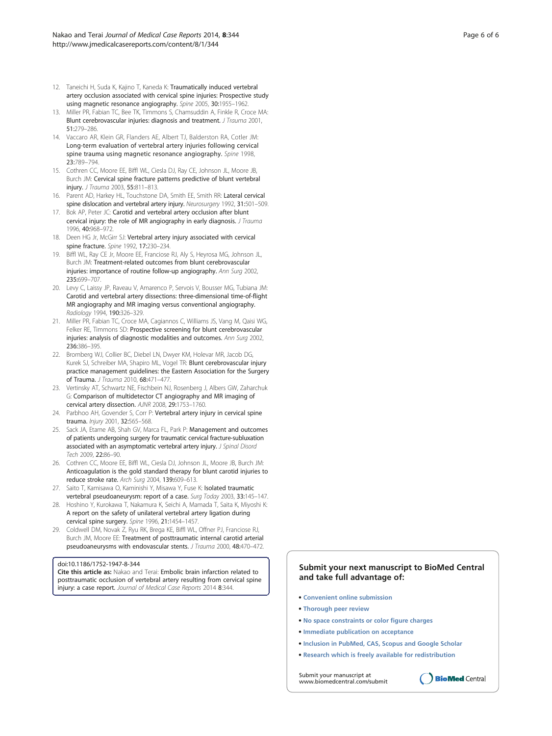12. Taneichi H, Suda K, Kajino T, Kaneda K: **Traumatically induced vertebral artery occlusion associated with cervical spine injuries: Prospective study using magnetic resonance angiography.** *Spine* 2005, **30**:1955–1962.
13. Miller PR, Fabian TC, Bee TK, Timmons S, Chamsuddin A, Finkle R, Croce MA: **Blunt cerebrovascular injuries: diagnosis and treatment.** *J Trauma* 2001, **51**:279–286.
14. Vaccaro AR, Klein GR, Flanders AE, Albert TJ, Balderston RA, Cotler JM: **Long-term evaluation of vertebral artery injuries following cervical spine trauma using magnetic resonance angiography.** *Spine* 1998, **23**:789–794.
15. Cothren CC, Moore EE, Biffl WL, Ciesla DJ, Ray CE, Johnson JL, Moore JB, Burch JM: **Cervical spine fracture patterns predictive of blunt vertebral injury.** *J Trauma* 2003, **55**:811–813.
16. Parent AD, Harkey HL, Touchstone DA, Smith EE, Smith RR: **Lateral cervical spine dislocation and vertebral artery injury.** *Neurosurgery* 1992, **31**:501–509.
17. Bok AP, Peter JC: **Carotid and vertebral artery occlusion after blunt cervical injury: the role of MR angiography in early diagnosis.** *J Trauma* 1996, **40**:968–972.
18. Deen HG Jr, McGirr SJ: **Vertebral artery injury associated with cervical spine fracture.** *Spine* 1992, **17**:230–234.
19. Biffl WL, Ray CE Jr, Moore EE, Franciose RJ, Aly S, Heyrosa MG, Johnson JL, Burch JM: **Treatment-related outcomes from blunt cerebrovascular injuries: importance of routine follow-up angiography.** *Ann Surg* 2002, **235**:699–707.
20. Levy C, Laissy JP, Raveau V, Amarenco P, Servois V, Bousser MG, Tubiana JM: **Carotid and vertebral artery dissections: three-dimensional time-of-flight MR angiography and MR imaging versus conventional angiography.** *Radiology* 1994, **190**:326–329.
21. Miller PR, Fabian TC, Croce MA, Cagiannos C, Williams JS, Vang M, Qaisi WG, Felker RE, Timmons SD: **Prospective screening for blunt cerebrovascular injuries: analysis of diagnostic modalities and outcomes.** *Ann Surg* 2002, **236**:386–395.
22. Bromberg WJ, Collier BC, Diebel LN, Dwyer KM, Holevar MR, Jacob DG, Kurek SJ, Schreiber MA, Shapiro ML, Vogel TR: **Blunt cerebrovascular injury practice management guidelines: the Eastern Association for the Surgery of Trauma.** *J Trauma* 2010, **68**:471–477.
23. Vertinsky AT, Schwartz NE, Fischbein NJ, Rosenberg J, Albers GW, Zaharchuk G: **Comparison of multidetector CT angiography and MR imaging of cervical artery dissection.** *AJNR* 2008, **29**:1753–1760.
24. Parbhoo AH, Govender S, Corr P: **Vertebral artery injury in cervical spine trauma.** *Injury* 2001, **32**:565–568.
25. Sack JA, Etame AB, Shah GV, Marca FL, Park P: **Management and outcomes of patients undergoing surgery for traumatic cervical fracture-subluxation associated with an asymptomatic vertebral artery injury.** *J Spinal Disord Tech* 2009, **22**:86–90.
26. Cothren CC, Moore EE, Biffl WL, Ciesla DJ, Johnson JL, Moore JB, Burch JM: **Anticoagulation is the gold standard therapy for blunt carotid injuries to reduce stroke rate.** *Arch Surg* 2004, **139**:609–613.
27. Saito T, Kamisawa O, Kaminishi Y, Misawa Y, Fuse K: **Isolated traumatic vertebral pseudoaneurysm: report of a case.** *Surg Today* 2003, **33**:145–147.
28. Hoshino Y, Kurokawa T, Nakamura K, Seichi A, Mamada T, Saita K, Miyoshi K: **A report on the safety of unilateral vertebral artery ligation during cervical spine surgery.** *Spine* 1996, **21**:1454–1457.
29. Coldwell DM, Novak Z, Ryu RK, Brega KE, Biffl WL, Offner PJ, Franciose RJ, Burch JM, Moore EE: **Treatment of posttraumatic internal carotid arterial pseudoaneurysms with endovascular stents.** *J Trauma* 2000, **48**:470–472.

doi:10.1186/1752-1947-8-344

**Cite this article as:** Nakao and Terai: Embolic brain infarction related to posttraumatic occlusion of vertebral artery resulting from cervical spine injury: a case report. *Journal of Medical Case Reports* 2014 **8**:344.

**Submit your next manuscript to BioMed Central and take full advantage of:**

- **Convenient online submission**
- **Thorough peer review**
- **No space constraints or color figure charges**
- **Immediate publication on acceptance**
- **Inclusion in PubMed, CAS, Scopus and Google Scholar**
- **Research which is freely available for redistribution**

Submit your manuscript at www.biomedcentral.com/submit

BioMed Central